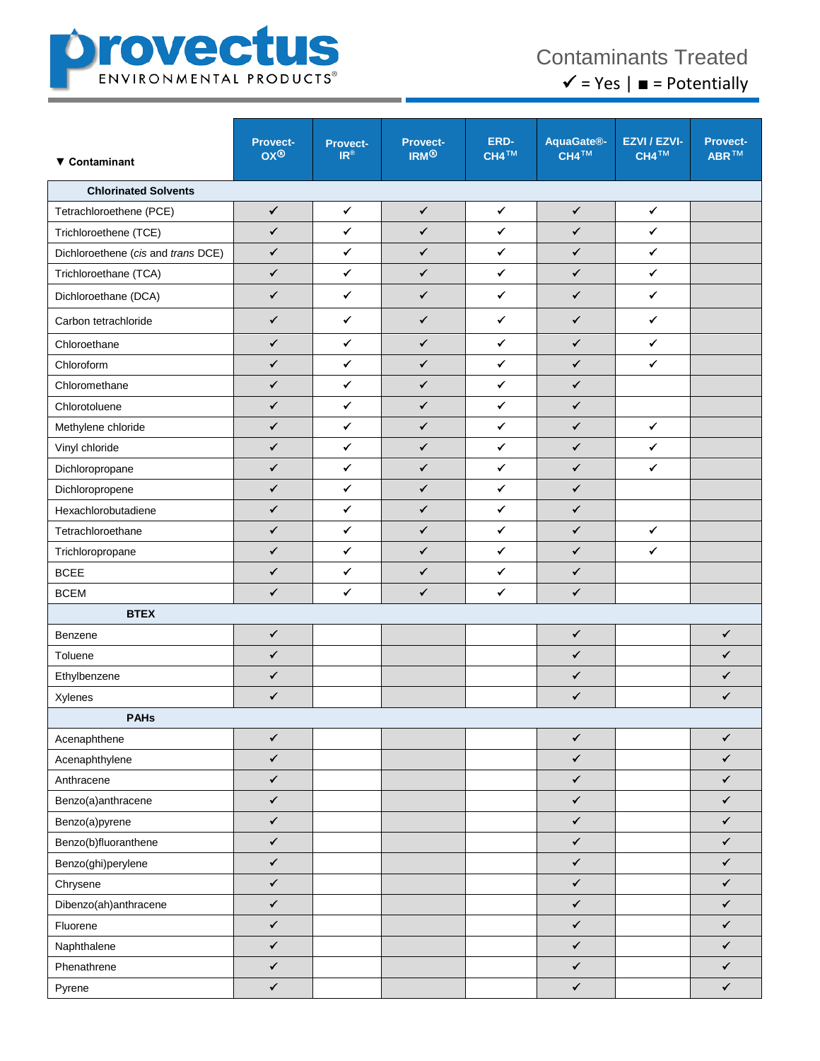# Contaminants Treated

✓ = Yes | ■ = Potentially

| ▼ Contaminant | Provect-OX® | Provect-IR® | Provect-IRM® | ERD-CH4™ | AquaGate®-CH4™ | EZVI / EZVI-CH4™ | Provect-ABR™ |
|---|---|---|---|---|---|---|---|
| **Chlorinated Solvents** | | | | | | | |
| Tetrachloroethene (PCE) | ✓ | ✓ | ✓ | ✓ | ✓ | ✓ | |
| Trichloroethene (TCE) | ✓ | ✓ | ✓ | ✓ | ✓ | ✓ | |
| Dichloroethene (*cis* and *trans* DCE) | ✓ | ✓ | ✓ | ✓ | ✓ | ✓ | |
| Trichloroethane (TCA) | ✓ | ✓ | ✓ | ✓ | ✓ | ✓ | |
| Dichloroethane (DCA) | ✓ | ✓ | ✓ | ✓ | ✓ | ✓ | |
| Carbon tetrachloride | ✓ | ✓ | ✓ | ✓ | ✓ | ✓ | |
| Chloroethane | ✓ | ✓ | ✓ | ✓ | ✓ | ✓ | |
| Chloroform | ✓ | ✓ | ✓ | ✓ | ✓ | ✓ | |
| Chloromethane | ✓ | ✓ | ✓ | ✓ | ✓ | | |
| Chlorotoluene | ✓ | ✓ | ✓ | ✓ | ✓ | | |
| Methylene chloride | ✓ | ✓ | ✓ | ✓ | ✓ | ✓ | |
| Vinyl chloride | ✓ | ✓ | ✓ | ✓ | ✓ | ✓ | |
| Dichloropropane | ✓ | ✓ | ✓ | ✓ | ✓ | ✓ | |
| Dichloropropene | ✓ | ✓ | ✓ | ✓ | ✓ | | |
| Hexachlorobutadiene | ✓ | ✓ | ✓ | ✓ | ✓ | | |
| Tetrachloroethane | ✓ | ✓ | ✓ | ✓ | ✓ | ✓ | |
| Trichloropropane | ✓ | ✓ | ✓ | ✓ | ✓ | ✓ | |
| BCEE | ✓ | ✓ | ✓ | ✓ | ✓ | | |
| BCEM | ✓ | ✓ | ✓ | ✓ | ✓ | | |
| **BTEX** | | | | | | | |
| Benzene | ✓ | | | | ✓ | | ✓ |
| Toluene | ✓ | | | | ✓ | | ✓ |
| Ethylbenzene | ✓ | | | | ✓ | | ✓ |
| Xylenes | ✓ | | | | ✓ | | ✓ |
| **PAHs** | | | | | | | |
| Acenaphthene | ✓ | | | | ✓ | | ✓ |
| Acenaphthylene | ✓ | | | | ✓ | | ✓ |
| Anthracene | ✓ | | | | ✓ | | ✓ |
| Benzo(a)anthracene | ✓ | | | | ✓ | | ✓ |
| Benzo(a)pyrene | ✓ | | | | ✓ | | ✓ |
| Benzo(b)fluoranthene | ✓ | | | | ✓ | | ✓ |
| Benzo(ghi)perylene | ✓ | | | | ✓ | | ✓ |
| Chrysene | ✓ | | | | ✓ | | ✓ |
| Dibenzo(ah)anthracene | ✓ | | | | ✓ | | ✓ |
| Fluorene | ✓ | | | | ✓ | | ✓ |
| Naphthalene | ✓ | | | | ✓ | | ✓ |
| Phenathrene | ✓ | | | | ✓ | | ✓ |
| Pyrene | ✓ | | | | ✓ | | ✓ |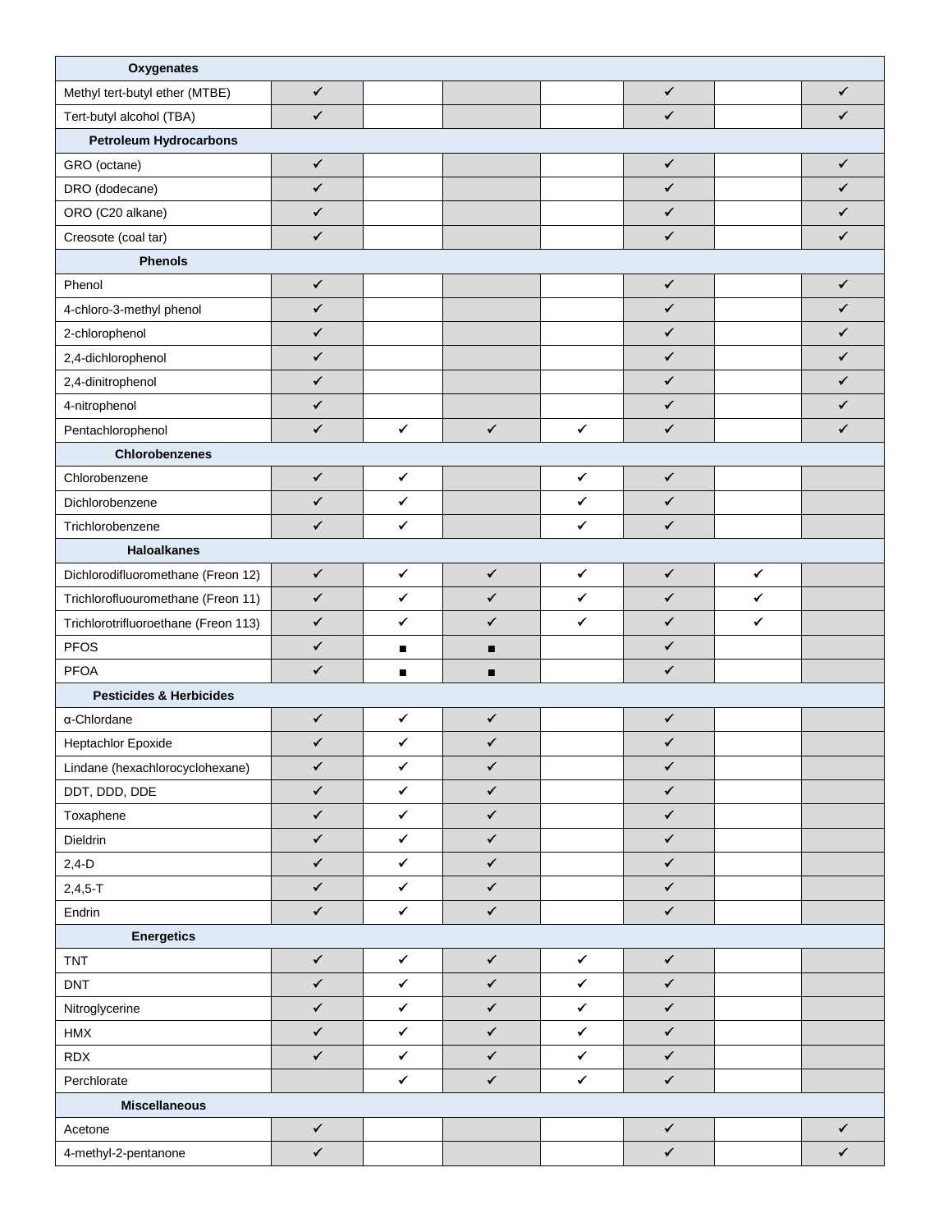| Oxygenates | | | | | | | |
|---|---|---|---|---|---|---|---|
| Methyl tert-butyl ether (MTBE) | ✓ | | | | ✓ | | ✓ |
| Tert-butyl alcohol (TBA) | ✓ | | | | ✓ | | ✓ |
| **Petroleum Hydrocarbons** | | | | | | | |
| GRO (octane) | ✓ | | | | ✓ | | ✓ |
| DRO (dodecane) | ✓ | | | | ✓ | | ✓ |
| ORO (C20 alkane) | ✓ | | | | ✓ | | ✓ |
| Creosote (coal tar) | ✓ | | | | ✓ | | ✓ |
| **Phenols** | | | | | | | |
| Phenol | ✓ | | | | ✓ | | ✓ |
| 4-chloro-3-methyl phenol | ✓ | | | | ✓ | | ✓ |
| 2-chlorophenol | ✓ | | | | ✓ | | ✓ |
| 2,4-dichlorophenol | ✓ | | | | ✓ | | ✓ |
| 2,4-dinitrophenol | ✓ | | | | ✓ | | ✓ |
| 4-nitrophenol | ✓ | | | | ✓ | | ✓ |
| Pentachlorophenol | ✓ | ✓ | ✓ | ✓ | ✓ | | ✓ |
| **Chlorobenzenes** | | | | | | | |
| Chlorobenzene | ✓ | ✓ | | ✓ | ✓ | | |
| Dichlorobenzene | ✓ | ✓ | | ✓ | ✓ | | |
| Trichlorobenzene | ✓ | ✓ | | ✓ | ✓ | | |
| **Haloalkanes** | | | | | | | |
| Dichlorodifluoromethane (Freon 12) | ✓ | ✓ | ✓ | ✓ | ✓ | ✓ | |
| Trichlorofluouromethane (Freon 11) | ✓ | ✓ | ✓ | ✓ | ✓ | ✓ | |
| Trichlorotrifluoroethane (Freon 113) | ✓ | ✓ | ✓ | ✓ | ✓ | ✓ | |
| PFOS | ✓ | ■ | ■ | | ✓ | | |
| PFOA | ✓ | ■ | ■ | | ✓ | | |
| **Pesticides & Herbicides** | | | | | | | |
| α-Chlordane | ✓ | ✓ | ✓ | | ✓ | | |
| Heptachlor Epoxide | ✓ | ✓ | ✓ | | ✓ | | |
| Lindane (hexachlorocyclohexane) | ✓ | ✓ | ✓ | | ✓ | | |
| DDT, DDD, DDE | ✓ | ✓ | ✓ | | ✓ | | |
| Toxaphene | ✓ | ✓ | ✓ | | ✓ | | |
| Dieldrin | ✓ | ✓ | ✓ | | ✓ | | |
| 2,4-D | ✓ | ✓ | ✓ | | ✓ | | |
| 2,4,5-T | ✓ | ✓ | ✓ | | ✓ | | |
| Endrin | ✓ | ✓ | ✓ | | ✓ | | |
| **Energetics** | | | | | | | |
| TNT | ✓ | ✓ | ✓ | ✓ | ✓ | | |
| DNT | ✓ | ✓ | ✓ | ✓ | ✓ | | |
| Nitroglycerine | ✓ | ✓ | ✓ | ✓ | ✓ | | |
| HMX | ✓ | ✓ | ✓ | ✓ | ✓ | | |
| RDX | ✓ | ✓ | ✓ | ✓ | ✓ | | |
| Perchlorate | | ✓ | ✓ | ✓ | ✓ | | |
| **Miscellaneous** | | | | | | | |
| Acetone | ✓ | | | | ✓ | | ✓ |
| 4-methyl-2-pentanone | ✓ | | | | ✓ | | ✓ |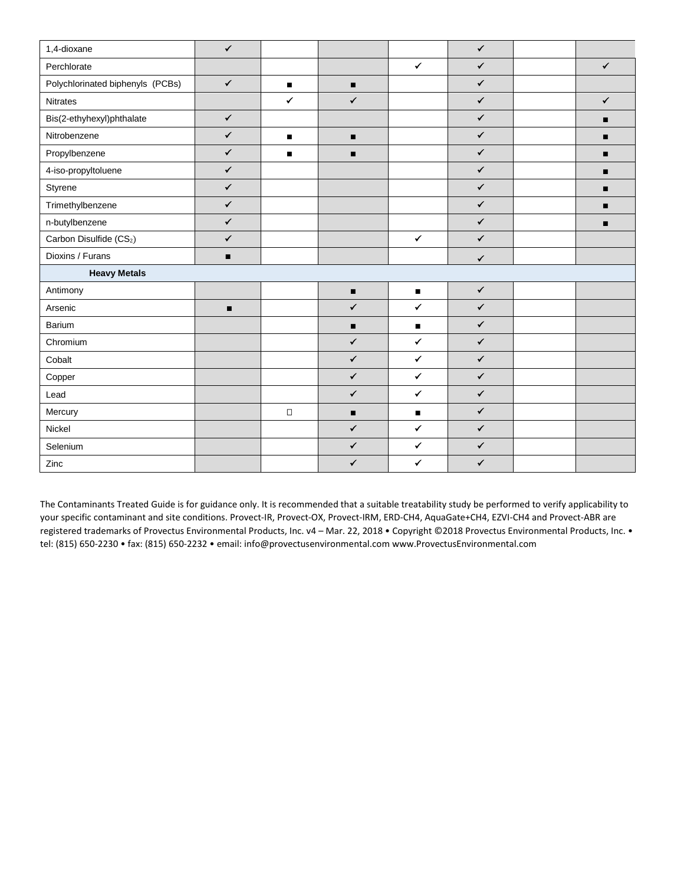| | | | | | | | |
|---|---|---|---|---|---|---|---|
| 1,4-dioxane | ✓ | | | | ✓ | | |
| Perchlorate | | | | ✓ | ✓ | | ✓ |
| Polychlorinated biphenyls (PCBs) | ✓ | ■ | ■ | | ✓ | | |
| Nitrates | | ✓ | ✓ | | ✓ | | ✓ |
| Bis(2-ethyhexyl)phthalate | ✓ | | | | ✓ | | ■ |
| Nitrobenzene | ✓ | ■ | ■ | | ✓ | | ■ |
| Propylbenzene | ✓ | ■ | ■ | | ✓ | | ■ |
| 4-iso-propyltoluene | ✓ | | | | ✓ | | ■ |
| Styrene | ✓ | | | | ✓ | | ■ |
| Trimethylbenzene | ✓ | | | | ✓ | | ■ |
| n-butylbenzene | ✓ | | | | ✓ | | ■ |
| Carbon Disulfide ($CS_2$) | ✓ | | | ✓ | ✓ | | |
| Dioxins / Furans | ■ | | | | ✓ | | |
| **Heavy Metals** | | | | | | | |
| Antimony | | | ■ | ■ | ✓ | | |
| Arsenic | ■ | | ✓ | ✓ | ✓ | | |
| Barium | | | ■ | ■ | ✓ | | |
| Chromium | | | ✓ | ✓ | ✓ | | |
| Cobalt | | | ✓ | ✓ | ✓ | | |
| Copper | | | ✓ | ✓ | ✓ | | |
| Lead | | | ✓ | ✓ | ✓ | | |
| Mercury | | □ | ■ | ■ | ✓ | | |
| Nickel | | | ✓ | ✓ | ✓ | | |
| Selenium | | | ✓ | ✓ | ✓ | | |
| Zinc | | | ✓ | ✓ | ✓ | | |

The Contaminants Treated Guide is for guidance only. It is recommended that a suitable treatability study be performed to verify applicability to your specific contaminant and site conditions. Provect-IR, Provect-OX, Provect-IRM, ERD-CH4, AquaGate+CH4, EZVI-CH4 and Provect-ABR are registered trademarks of Provectus Environmental Products, Inc. v4 – Mar. 22, 2018 • Copyright ©2018 Provectus Environmental Products, Inc. • tel: (815) 650-2230 • fax: (815) 650-2232 • email: info@provectusenvironmental.com www.ProvectusEnvironmental.com